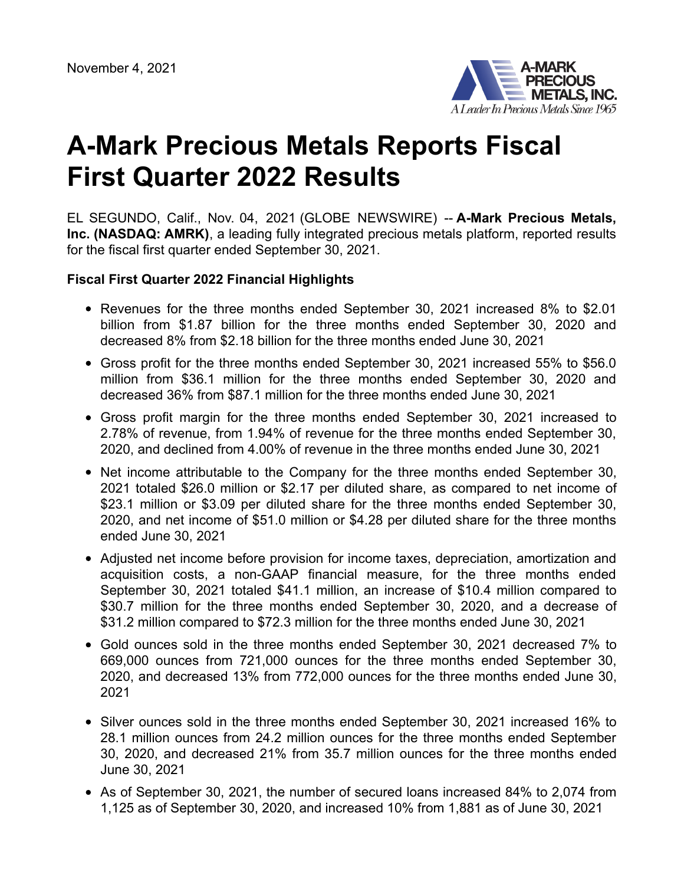November 4, 2021

# A-Mark Precious Metals Reports Fiscal First Quarter 2022 Results

EL SEGUNDO, Calif., Nov. 04, 2021 (GLOBE NEWSWIRE) -- **A-Mark Precious Metals, Inc. (NASDAQ: AMRK)**, a leading fully integrated precious metals platform, reported results for the fiscal first quarter ended September 30, 2021.

**Fiscal First Quarter 2022 Financial Highlights**

- Revenues for the three months ended September 30, 2021 increased 8% to $2.01 billion from $1.87 billion for the three months ended September 30, 2020 and decreased 8% from $2.18 billion for the three months ended June 30, 2021
- Gross profit for the three months ended September 30, 2021 increased 55% to $56.0 million from $36.1 million for the three months ended September 30, 2020 and decreased 36% from $87.1 million for the three months ended June 30, 2021
- Gross profit margin for the three months ended September 30, 2021 increased to 2.78% of revenue, from 1.94% of revenue for the three months ended September 30, 2020, and declined from 4.00% of revenue in the three months ended June 30, 2021
- Net income attributable to the Company for the three months ended September 30, 2021 totaled $26.0 million or $2.17 per diluted share, as compared to net income of $23.1 million or $3.09 per diluted share for the three months ended September 30, 2020, and net income of $51.0 million or $4.28 per diluted share for the three months ended June 30, 2021
- Adjusted net income before provision for income taxes, depreciation, amortization and acquisition costs, a non-GAAP financial measure, for the three months ended September 30, 2021 totaled $41.1 million, an increase of $10.4 million compared to $30.7 million for the three months ended September 30, 2020, and a decrease of $31.2 million compared to $72.3 million for the three months ended June 30, 2021
- Gold ounces sold in the three months ended September 30, 2021 decreased 7% to 669,000 ounces from 721,000 ounces for the three months ended September 30, 2020, and decreased 13% from 772,000 ounces for the three months ended June 30, 2021
- Silver ounces sold in the three months ended September 30, 2021 increased 16% to 28.1 million ounces from 24.2 million ounces for the three months ended September 30, 2020, and decreased 21% from 35.7 million ounces for the three months ended June 30, 2021
- As of September 30, 2021, the number of secured loans increased 84% to 2,074 from 1,125 as of September 30, 2020, and increased 10% from 1,881 as of June 30, 2021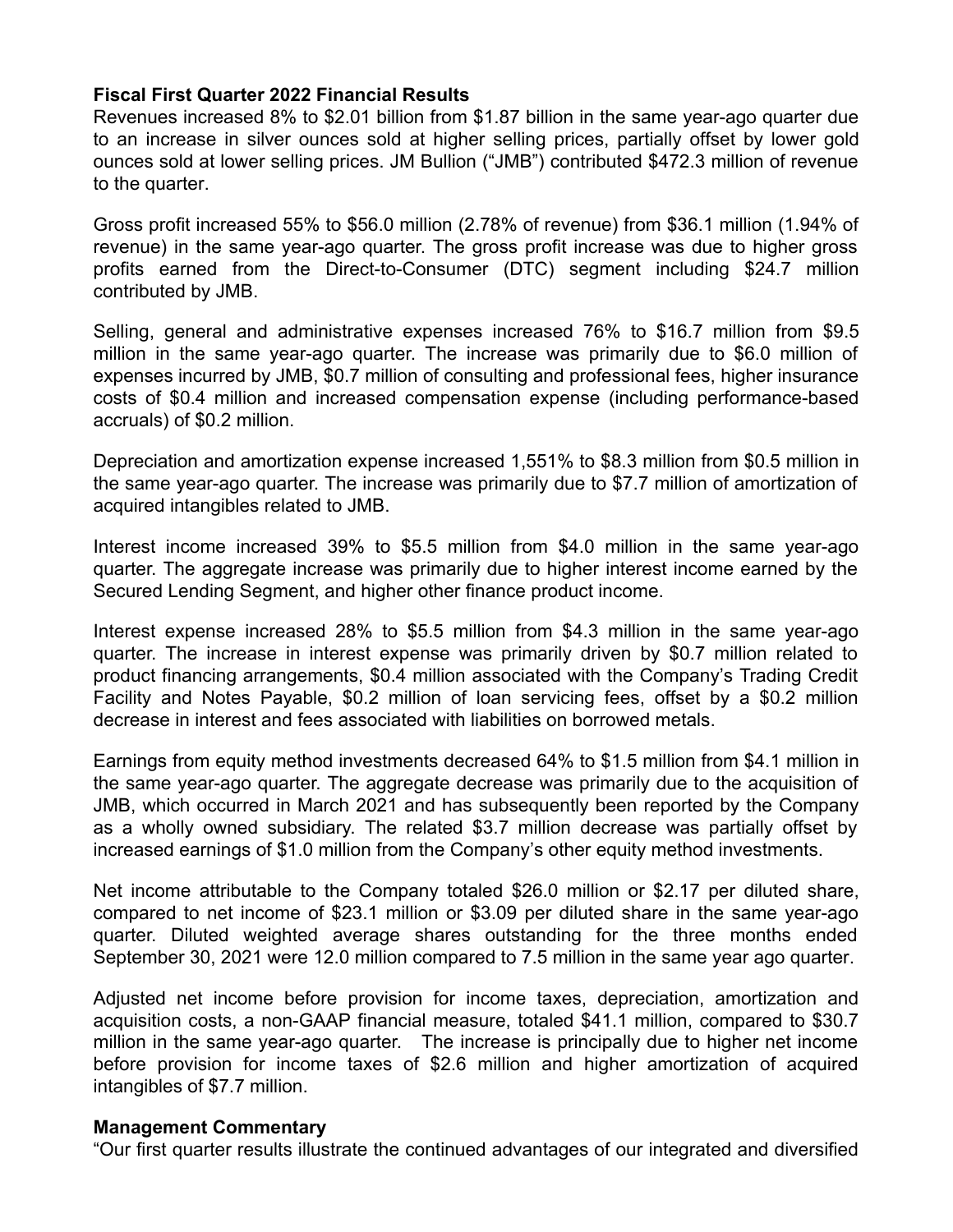**Fiscal First Quarter 2022 Financial Results**

Revenues increased 8% to $2.01 billion from $1.87 billion in the same year-ago quarter due to an increase in silver ounces sold at higher selling prices, partially offset by lower gold ounces sold at lower selling prices. JM Bullion ("JMB") contributed $472.3 million of revenue to the quarter.

Gross profit increased 55% to $56.0 million (2.78% of revenue) from $36.1 million (1.94% of revenue) in the same year-ago quarter. The gross profit increase was due to higher gross profits earned from the Direct-to-Consumer (DTC) segment including $24.7 million contributed by JMB.

Selling, general and administrative expenses increased 76% to $16.7 million from $9.5 million in the same year-ago quarter. The increase was primarily due to $6.0 million of expenses incurred by JMB, $0.7 million of consulting and professional fees, higher insurance costs of $0.4 million and increased compensation expense (including performance-based accruals) of $0.2 million.

Depreciation and amortization expense increased 1,551% to $8.3 million from $0.5 million in the same year-ago quarter. The increase was primarily due to $7.7 million of amortization of acquired intangibles related to JMB.

Interest income increased 39% to $5.5 million from $4.0 million in the same year-ago quarter. The aggregate increase was primarily due to higher interest income earned by the Secured Lending Segment, and higher other finance product income.

Interest expense increased 28% to $5.5 million from $4.3 million in the same year-ago quarter. The increase in interest expense was primarily driven by $0.7 million related to product financing arrangements, $0.4 million associated with the Company's Trading Credit Facility and Notes Payable, $0.2 million of loan servicing fees, offset by a $0.2 million decrease in interest and fees associated with liabilities on borrowed metals.

Earnings from equity method investments decreased 64% to $1.5 million from $4.1 million in the same year-ago quarter. The aggregate decrease was primarily due to the acquisition of JMB, which occurred in March 2021 and has subsequently been reported by the Company as a wholly owned subsidiary. The related $3.7 million decrease was partially offset by increased earnings of $1.0 million from the Company's other equity method investments.

Net income attributable to the Company totaled $26.0 million or $2.17 per diluted share, compared to net income of $23.1 million or $3.09 per diluted share in the same year-ago quarter. Diluted weighted average shares outstanding for the three months ended September 30, 2021 were 12.0 million compared to 7.5 million in the same year ago quarter.

Adjusted net income before provision for income taxes, depreciation, amortization and acquisition costs, a non-GAAP financial measure, totaled $41.1 million, compared to $30.7 million in the same year-ago quarter. The increase is principally due to higher net income before provision for income taxes of $2.6 million and higher amortization of acquired intangibles of $7.7 million.

**Management Commentary**

"Our first quarter results illustrate the continued advantages of our integrated and diversified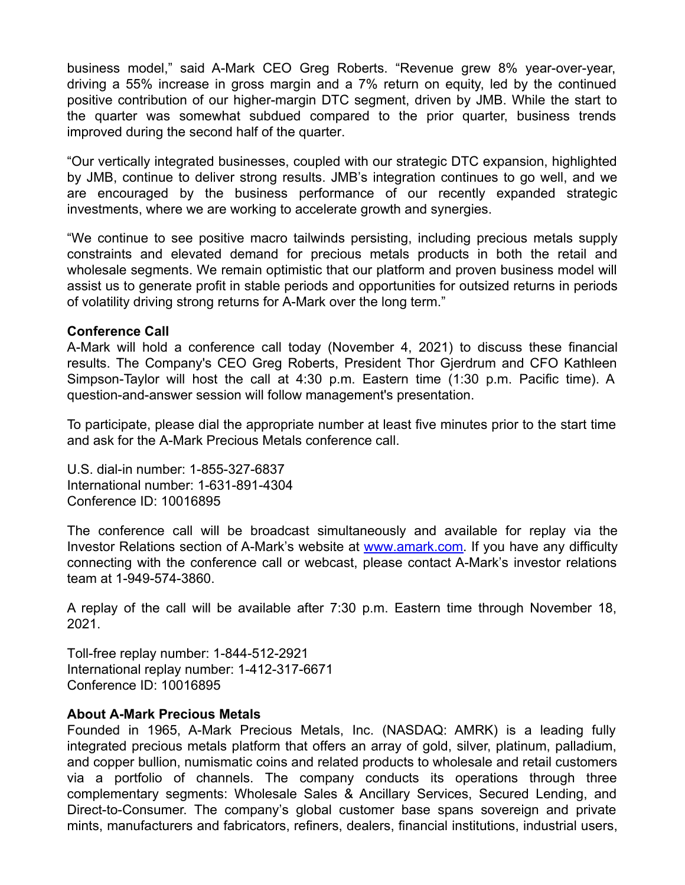business model," said A-Mark CEO Greg Roberts. "Revenue grew 8% year-over-year, driving a 55% increase in gross margin and a 7% return on equity, led by the continued positive contribution of our higher-margin DTC segment, driven by JMB. While the start to the quarter was somewhat subdued compared to the prior quarter, business trends improved during the second half of the quarter.

"Our vertically integrated businesses, coupled with our strategic DTC expansion, highlighted by JMB, continue to deliver strong results. JMB's integration continues to go well, and we are encouraged by the business performance of our recently expanded strategic investments, where we are working to accelerate growth and synergies.

"We continue to see positive macro tailwinds persisting, including precious metals supply constraints and elevated demand for precious metals products in both the retail and wholesale segments. We remain optimistic that our platform and proven business model will assist us to generate profit in stable periods and opportunities for outsized returns in periods of volatility driving strong returns for A-Mark over the long term."

**Conference Call**

A-Mark will hold a conference call today (November 4, 2021) to discuss these financial results. The Company's CEO Greg Roberts, President Thor Gjerdrum and CFO Kathleen Simpson-Taylor will host the call at 4:30 p.m. Eastern time (1:30 p.m. Pacific time). A question-and-answer session will follow management's presentation.

To participate, please dial the appropriate number at least five minutes prior to the start time and ask for the A-Mark Precious Metals conference call.

U.S. dial-in number: 1-855-327-6837
International number: 1-631-891-4304
Conference ID: 10016895

The conference call will be broadcast simultaneously and available for replay via the Investor Relations section of A-Mark's website at www.amark.com. If you have any difficulty connecting with the conference call or webcast, please contact A-Mark's investor relations team at 1-949-574-3860.

A replay of the call will be available after 7:30 p.m. Eastern time through November 18, 2021.

Toll-free replay number: 1-844-512-2921
International replay number: 1-412-317-6671
Conference ID: 10016895

**About A-Mark Precious Metals**

Founded in 1965, A-Mark Precious Metals, Inc. (NASDAQ: AMRK) is a leading fully integrated precious metals platform that offers an array of gold, silver, platinum, palladium, and copper bullion, numismatic coins and related products to wholesale and retail customers via a portfolio of channels. The company conducts its operations through three complementary segments: Wholesale Sales & Ancillary Services, Secured Lending, and Direct-to-Consumer. The company's global customer base spans sovereign and private mints, manufacturers and fabricators, refiners, dealers, financial institutions, industrial users,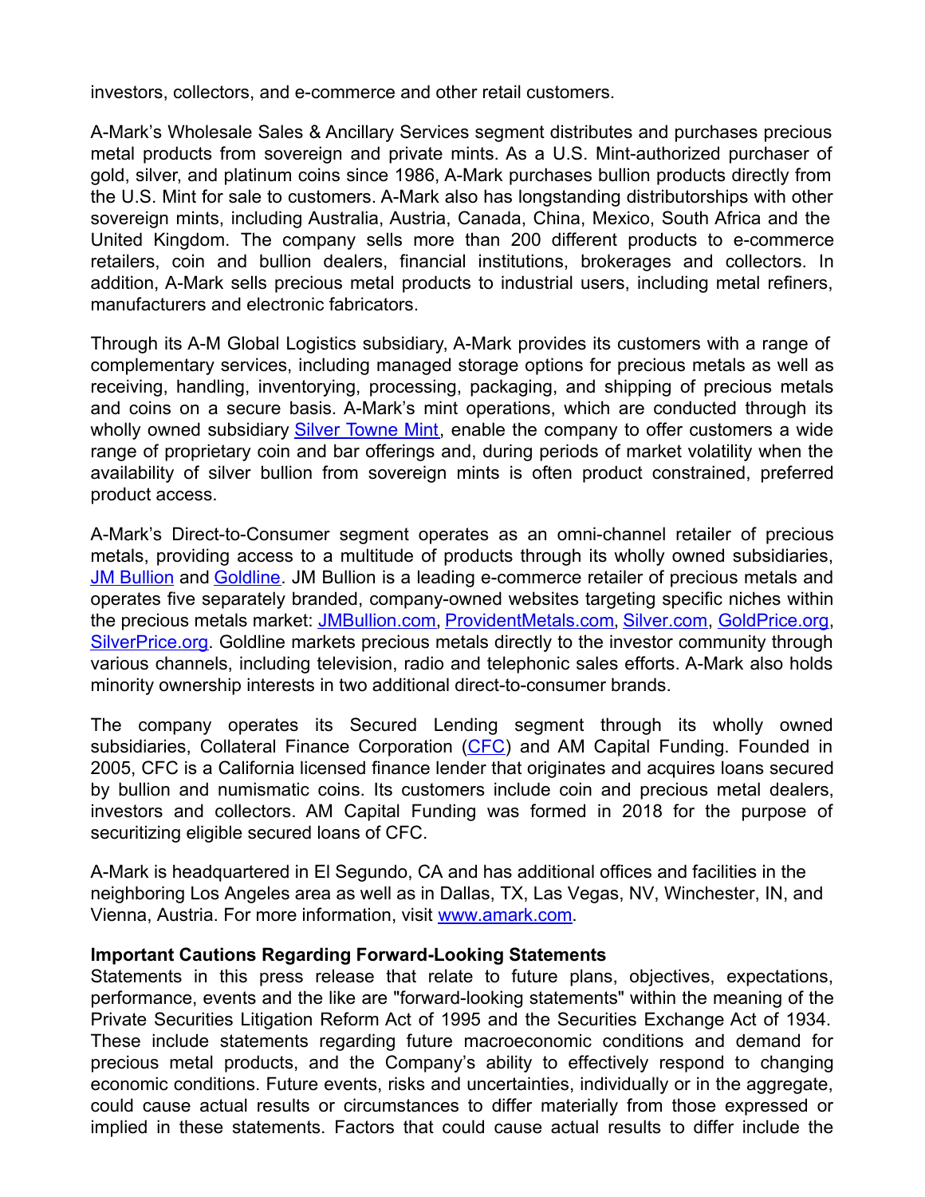investors, collectors, and e-commerce and other retail customers.

A-Mark's Wholesale Sales & Ancillary Services segment distributes and purchases precious metal products from sovereign and private mints. As a U.S. Mint-authorized purchaser of gold, silver, and platinum coins since 1986, A-Mark purchases bullion products directly from the U.S. Mint for sale to customers. A-Mark also has longstanding distributorships with other sovereign mints, including Australia, Austria, Canada, China, Mexico, South Africa and the United Kingdom. The company sells more than 200 different products to e-commerce retailers, coin and bullion dealers, financial institutions, brokerages and collectors. In addition, A-Mark sells precious metal products to industrial users, including metal refiners, manufacturers and electronic fabricators.

Through its A-M Global Logistics subsidiary, A-Mark provides its customers with a range of complementary services, including managed storage options for precious metals as well as receiving, handling, inventorying, processing, packaging, and shipping of precious metals and coins on a secure basis. A-Mark's mint operations, which are conducted through its wholly owned subsidiary Silver Towne Mint, enable the company to offer customers a wide range of proprietary coin and bar offerings and, during periods of market volatility when the availability of silver bullion from sovereign mints is often product constrained, preferred product access.

A-Mark's Direct-to-Consumer segment operates as an omni-channel retailer of precious metals, providing access to a multitude of products through its wholly owned subsidiaries, JM Bullion and Goldline. JM Bullion is a leading e-commerce retailer of precious metals and operates five separately branded, company-owned websites targeting specific niches within the precious metals market: JMBullion.com, ProvidentMetals.com, Silver.com, GoldPrice.org, SilverPrice.org. Goldline markets precious metals directly to the investor community through various channels, including television, radio and telephonic sales efforts. A-Mark also holds minority ownership interests in two additional direct-to-consumer brands.

The company operates its Secured Lending segment through its wholly owned subsidiaries, Collateral Finance Corporation (CFC) and AM Capital Funding. Founded in 2005, CFC is a California licensed finance lender that originates and acquires loans secured by bullion and numismatic coins. Its customers include coin and precious metal dealers, investors and collectors. AM Capital Funding was formed in 2018 for the purpose of securitizing eligible secured loans of CFC.

A-Mark is headquartered in El Segundo, CA and has additional offices and facilities in the neighboring Los Angeles area as well as in Dallas, TX, Las Vegas, NV, Winchester, IN, and Vienna, Austria. For more information, visit www.amark.com.

**Important Cautions Regarding Forward-Looking Statements**

Statements in this press release that relate to future plans, objectives, expectations, performance, events and the like are "forward-looking statements" within the meaning of the Private Securities Litigation Reform Act of 1995 and the Securities Exchange Act of 1934. These include statements regarding future macroeconomic conditions and demand for precious metal products, and the Company's ability to effectively respond to changing economic conditions. Future events, risks and uncertainties, individually or in the aggregate, could cause actual results or circumstances to differ materially from those expressed or implied in these statements. Factors that could cause actual results to differ include the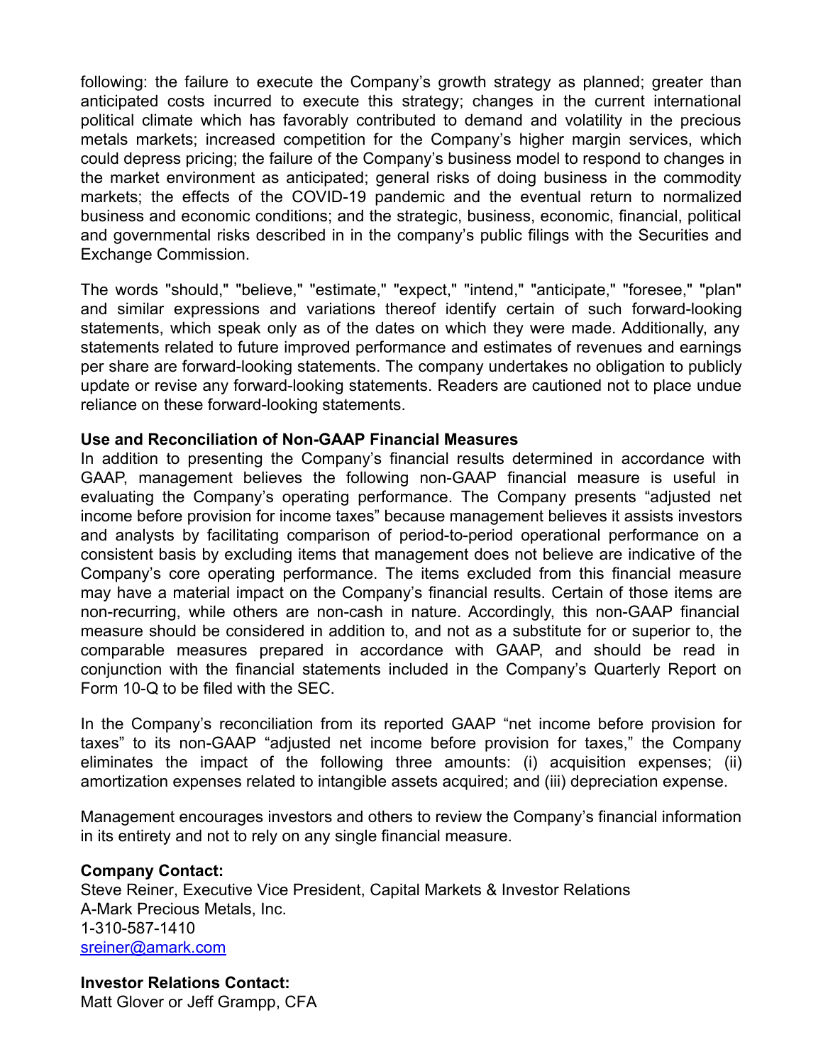following: the failure to execute the Company's growth strategy as planned; greater than anticipated costs incurred to execute this strategy; changes in the current international political climate which has favorably contributed to demand and volatility in the precious metals markets; increased competition for the Company's higher margin services, which could depress pricing; the failure of the Company's business model to respond to changes in the market environment as anticipated; general risks of doing business in the commodity markets; the effects of the COVID-19 pandemic and the eventual return to normalized business and economic conditions; and the strategic, business, economic, financial, political and governmental risks described in in the company's public filings with the Securities and Exchange Commission.

The words "should," "believe," "estimate," "expect," "intend," "anticipate," "foresee," "plan" and similar expressions and variations thereof identify certain of such forward-looking statements, which speak only as of the dates on which they were made. Additionally, any statements related to future improved performance and estimates of revenues and earnings per share are forward-looking statements. The company undertakes no obligation to publicly update or revise any forward-looking statements. Readers are cautioned not to place undue reliance on these forward-looking statements.

**Use and Reconciliation of Non-GAAP Financial Measures**

In addition to presenting the Company's financial results determined in accordance with GAAP, management believes the following non-GAAP financial measure is useful in evaluating the Company's operating performance. The Company presents "adjusted net income before provision for income taxes" because management believes it assists investors and analysts by facilitating comparison of period-to-period operational performance on a consistent basis by excluding items that management does not believe are indicative of the Company's core operating performance. The items excluded from this financial measure may have a material impact on the Company's financial results. Certain of those items are non-recurring, while others are non-cash in nature. Accordingly, this non-GAAP financial measure should be considered in addition to, and not as a substitute for or superior to, the comparable measures prepared in accordance with GAAP, and should be read in conjunction with the financial statements included in the Company's Quarterly Report on Form 10-Q to be filed with the SEC.

In the Company's reconciliation from its reported GAAP "net income before provision for taxes" to its non-GAAP "adjusted net income before provision for taxes," the Company eliminates the impact of the following three amounts: (i) acquisition expenses; (ii) amortization expenses related to intangible assets acquired; and (iii) depreciation expense.

Management encourages investors and others to review the Company's financial information in its entirety and not to rely on any single financial measure.

**Company Contact:**
Steve Reiner, Executive Vice President, Capital Markets & Investor Relations
A-Mark Precious Metals, Inc.
1-310-587-1410
sreiner@amark.com

**Investor Relations Contact:**
Matt Glover or Jeff Grampp, CFA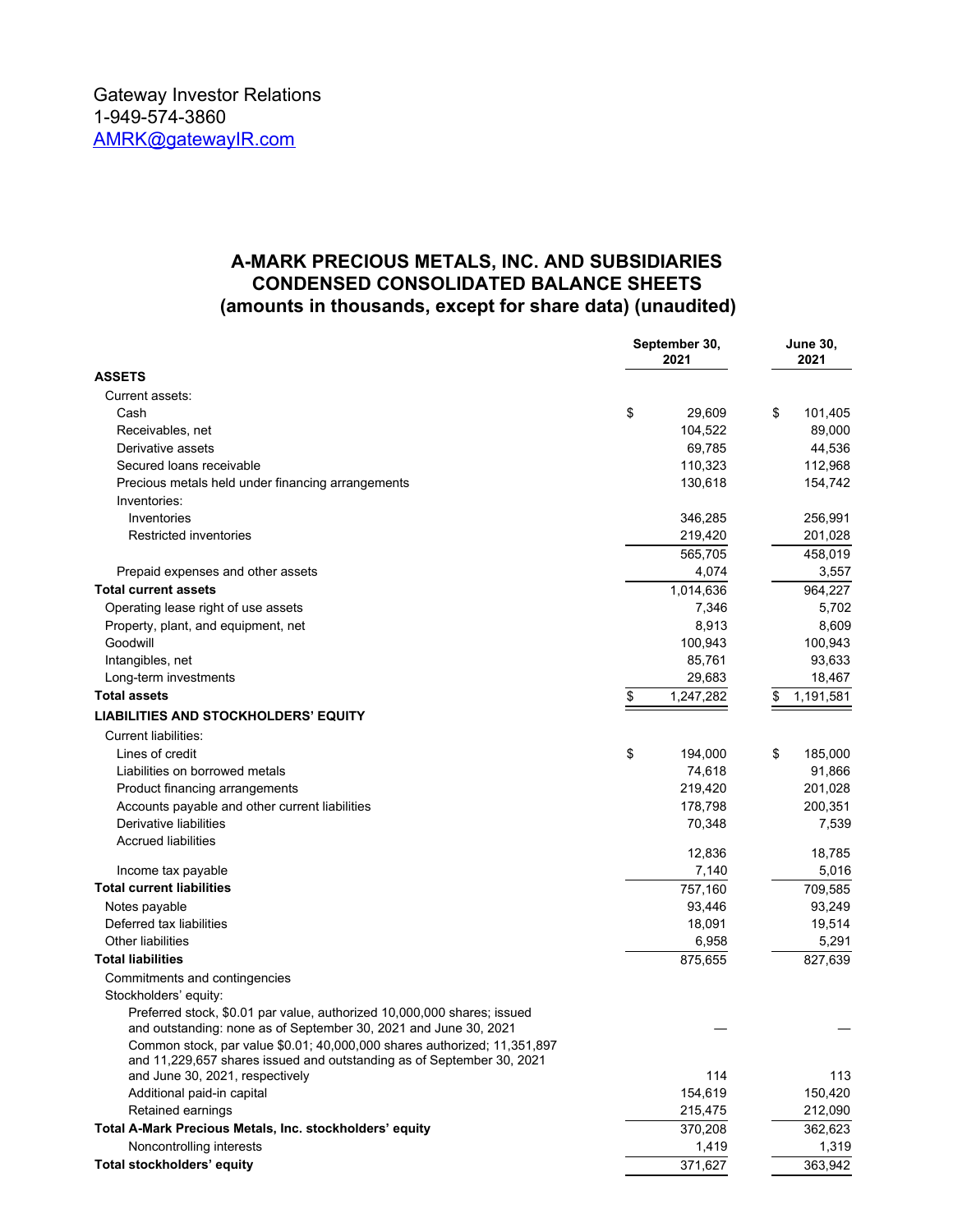Gateway Investor Relations
1-949-574-3860
AMRK@gatewayIR.com

## A-MARK PRECIOUS METALS, INC. AND SUBSIDIARIES
## CONDENSED CONSOLIDATED BALANCE SHEETS
## (amounts in thousands, except for share data) (unaudited)

| | September 30, 2021 | June 30, 2021 |
|---|---|---|
| **ASSETS** | | |
| Current assets: | | |
| Cash | $ 29,609 | $ 101,405 |
| Receivables, net | 104,522 | 89,000 |
| Derivative assets | 69,785 | 44,536 |
| Secured loans receivable | 110,323 | 112,968 |
| Precious metals held under financing arrangements | 130,618 | 154,742 |
| Inventories: | | |
| Inventories | 346,285 | 256,991 |
| Restricted inventories | 219,420 | 201,028 |
| | 565,705 | 458,019 |
| Prepaid expenses and other assets | 4,074 | 3,557 |
| **Total current assets** | 1,014,636 | 964,227 |
| Operating lease right of use assets | 7,346 | 5,702 |
| Property, plant, and equipment, net | 8,913 | 8,609 |
| Goodwill | 100,943 | 100,943 |
| Intangibles, net | 85,761 | 93,633 |
| Long-term investments | 29,683 | 18,467 |
| **Total assets** | $ 1,247,282 | $ 1,191,581 |
| **LIABILITIES AND STOCKHOLDERS' EQUITY** | | |
| Current liabilities: | | |
| Lines of credit | $ 194,000 | $ 185,000 |
| Liabilities on borrowed metals | 74,618 | 91,866 |
| Product financing arrangements | 219,420 | 201,028 |
| Accounts payable and other current liabilities | 178,798 | 200,351 |
| Derivative liabilities | 70,348 | 7,539 |
| Accrued liabilities | 12,836 | 18,785 |
| Income tax payable | 7,140 | 5,016 |
| **Total current liabilities** | 757,160 | 709,585 |
| Notes payable | 93,446 | 93,249 |
| Deferred tax liabilities | 18,091 | 19,514 |
| Other liabilities | 6,958 | 5,291 |
| **Total liabilities** | 875,655 | 827,639 |
| Commitments and contingencies | | |
| Stockholders' equity: | | |
| Preferred stock, $0.01 par value, authorized 10,000,000 shares; issued and outstanding: none as of September 30, 2021 and June 30, 2021 | — | — |
| Common stock, par value $0.01; 40,000,000 shares authorized; 11,351,897 and 11,229,657 shares issued and outstanding as of September 30, 2021 and June 30, 2021, respectively | 114 | 113 |
| Additional paid-in capital | 154,619 | 150,420 |
| Retained earnings | 215,475 | 212,090 |
| **Total A-Mark Precious Metals, Inc. stockholders' equity** | 370,208 | 362,623 |
| Noncontrolling interests | 1,419 | 1,319 |
| **Total stockholders' equity** | 371,627 | 363,942 |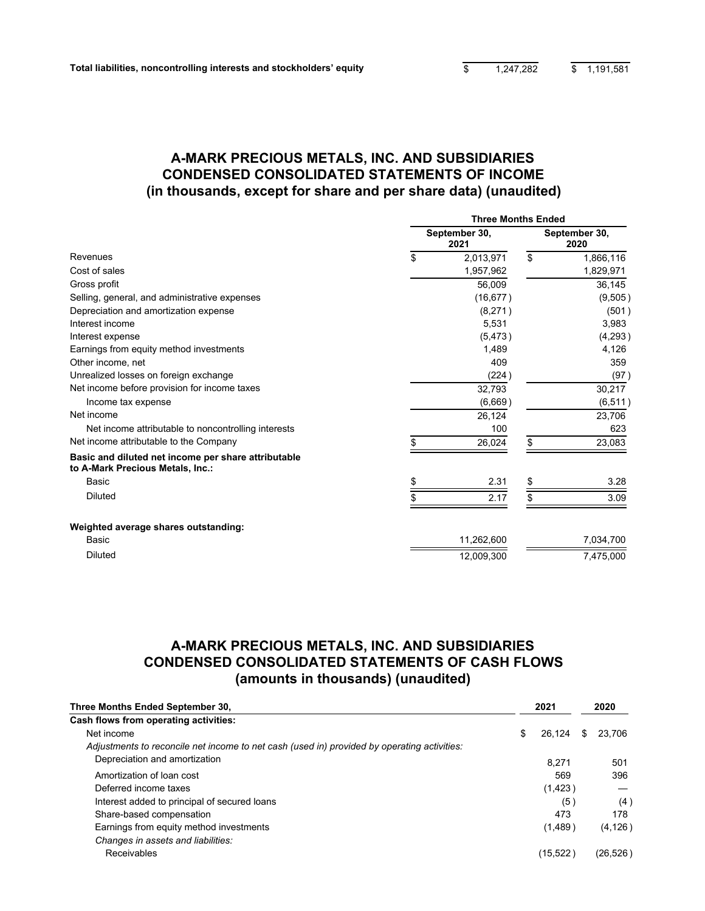| | | |
|---|---|---|
| **Total liabilities, noncontrolling interests and stockholders' equity** | $ 1,247,282 | $ 1,191,581 |

## A-MARK PRECIOUS METALS, INC. AND SUBSIDIARIES
## CONDENSED CONSOLIDATED STATEMENTS OF INCOME
## (in thousands, except for share and per share data) (unaudited)

| | Three Months Ended | |
|---|---|---|
| | September 30, 2021 | September 30, 2020 |
| Revenues | $ 2,013,971 | $ 1,866,116 |
| Cost of sales | 1,957,962 | 1,829,971 |
| Gross profit | 56,009 | 36,145 |
| Selling, general, and administrative expenses | (16,677) | (9,505) |
| Depreciation and amortization expense | (8,271) | (501) |
| Interest income | 5,531 | 3,983 |
| Interest expense | (5,473) | (4,293) |
| Earnings from equity method investments | 1,489 | 4,126 |
| Other income, net | 409 | 359 |
| Unrealized losses on foreign exchange | (224) | (97) |
| Net income before provision for income taxes | 32,793 | 30,217 |
| Income tax expense | (6,669) | (6,511) |
| Net income | 26,124 | 23,706 |
| Net income attributable to noncontrolling interests | 100 | 623 |
| Net income attributable to the Company | $ 26,024 | $ 23,083 |
| **Basic and diluted net income per share attributable to A-Mark Precious Metals, Inc.:** | | |
| Basic | $ 2.31 | $ 3.28 |
| Diluted | $ 2.17 | $ 3.09 |
| | | |
| **Weighted average shares outstanding:** | | |
| Basic | 11,262,600 | 7,034,700 |
| Diluted | 12,009,300 | 7,475,000 |

## A-MARK PRECIOUS METALS, INC. AND SUBSIDIARIES
## CONDENSED CONSOLIDATED STATEMENTS OF CASH FLOWS
## (amounts in thousands) (unaudited)

| Three Months Ended September 30, | 2021 | 2020 |
|---|---|---|
| **Cash flows from operating activities:** | | |
| Net income | $ 26,124 | $ 23,706 |
| *Adjustments to reconcile net income to net cash (used in) provided by operating activities:* | | |
| Depreciation and amortization | 8,271 | 501 |
| Amortization of loan cost | 569 | 396 |
| Deferred income taxes | (1,423) | — |
| Interest added to principal of secured loans | (5) | (4) |
| Share-based compensation | 473 | 178 |
| Earnings from equity method investments | (1,489) | (4,126) |
| *Changes in assets and liabilities:* | | |
| Receivables | (15,522) | (26,526) |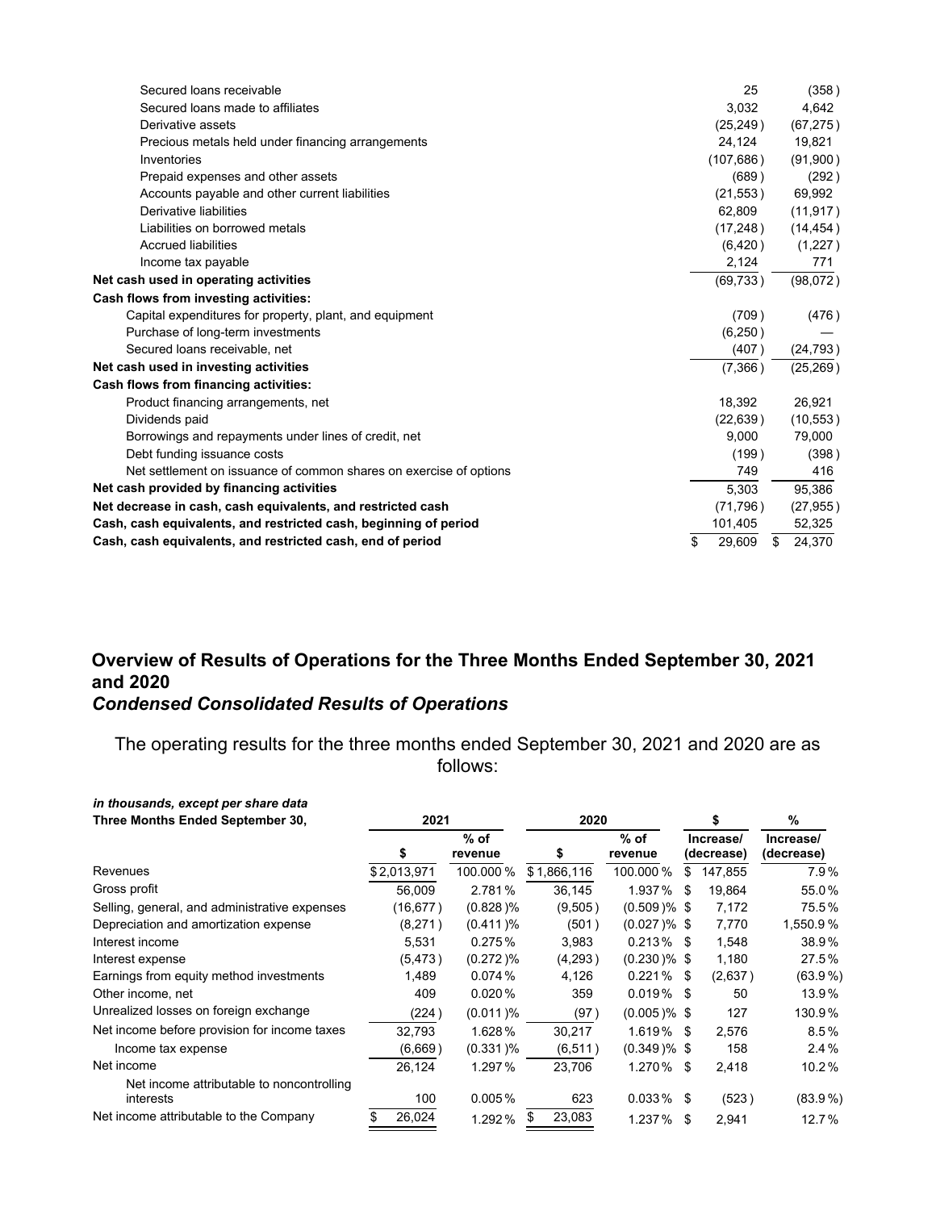| | | |
|---|---|---|
| Secured loans receivable | 25 | (358) |
| Secured loans made to affiliates | 3,032 | 4,642 |
| Derivative assets | (25,249) | (67,275) |
| Precious metals held under financing arrangements | 24,124 | 19,821 |
| Inventories | (107,686) | (91,900) |
| Prepaid expenses and other assets | (689) | (292) |
| Accounts payable and other current liabilities | (21,553) | 69,992 |
| Derivative liabilities | 62,809 | (11,917) |
| Liabilities on borrowed metals | (17,248) | (14,454) |
| Accrued liabilities | (6,420) | (1,227) |
| Income tax payable | 2,124 | 771 |
| **Net cash used in operating activities** | (69,733) | (98,072) |
| **Cash flows from investing activities:** | | |
| Capital expenditures for property, plant, and equipment | (709) | (476) |
| Purchase of long-term investments | (6,250) | — |
| Secured loans receivable, net | (407) | (24,793) |
| **Net cash used in investing activities** | (7,366) | (25,269) |
| **Cash flows from financing activities:** | | |
| Product financing arrangements, net | 18,392 | 26,921 |
| Dividends paid | (22,639) | (10,553) |
| Borrowings and repayments under lines of credit, net | 9,000 | 79,000 |
| Debt funding issuance costs | (199) | (398) |
| Net settlement on issuance of common shares on exercise of options | 749 | 416 |
| **Net cash provided by financing activities** | 5,303 | 95,386 |
| **Net decrease in cash, cash equivalents, and restricted cash** | (71,796) | (27,955) |
| **Cash, cash equivalents, and restricted cash, beginning of period** | 101,405 | 52,325 |
| **Cash, cash equivalents, and restricted cash, end of period** | $ 29,609 | $ 24,370 |

## Overview of Results of Operations for the Three Months Ended September 30, 2021 and 2020

### *Condensed Consolidated Results of Operations*

The operating results for the three months ended September 30, 2021 and 2020 are as follows:

| ***in thousands, except per share data*** **Three Months Ended September 30,** | **2021** | | **2020** | | **\$** | **%** |
|---|---|---|---|---|---|---|
| | **\$** | **% of revenue** | **\$** | **% of revenue** | **Increase/ (decrease)** | **Increase/ (decrease)** |
| Revenues | $2,013,971 | 100.000 % | $1,866,116 | 100.000 % | $ 147,855 | 7.9 % |
| Gross profit | 56,009 | 2.781 % | 36,145 | 1.937 % | $ 19,864 | 55.0 % |
| Selling, general, and administrative expenses | (16,677) | (0.828)% | (9,505) | (0.509)% | $ 7,172 | 75.5 % |
| Depreciation and amortization expense | (8,271) | (0.411)% | (501) | (0.027)% | $ 7,770 | 1,550.9 % |
| Interest income | 5,531 | 0.275 % | 3,983 | 0.213 % | $ 1,548 | 38.9 % |
| Interest expense | (5,473) | (0.272)% | (4,293) | (0.230)% | $ 1,180 | 27.5 % |
| Earnings from equity method investments | 1,489 | 0.074 % | 4,126 | 0.221 % | $ (2,637) | (63.9 %) |
| Other income, net | 409 | 0.020 % | 359 | 0.019 % | $ 50 | 13.9 % |
| Unrealized losses on foreign exchange | (224) | (0.011)% | (97) | (0.005)% | $ 127 | 130.9 % |
| Net income before provision for income taxes | 32,793 | 1.628 % | 30,217 | 1.619 % | $ 2,576 | 8.5 % |
| Income tax expense | (6,669) | (0.331)% | (6,511) | (0.349)% | $ 158 | 2.4 % |
| Net income | 26,124 | 1.297 % | 23,706 | 1.270 % | $ 2,418 | 10.2 % |
| Net income attributable to noncontrolling interests | 100 | 0.005 % | 623 | 0.033 % | $ (523) | (83.9 %) |
| Net income attributable to the Company | $ 26,024 | 1.292 % | $ 23,083 | 1.237 % | $ 2,941 | 12.7 % |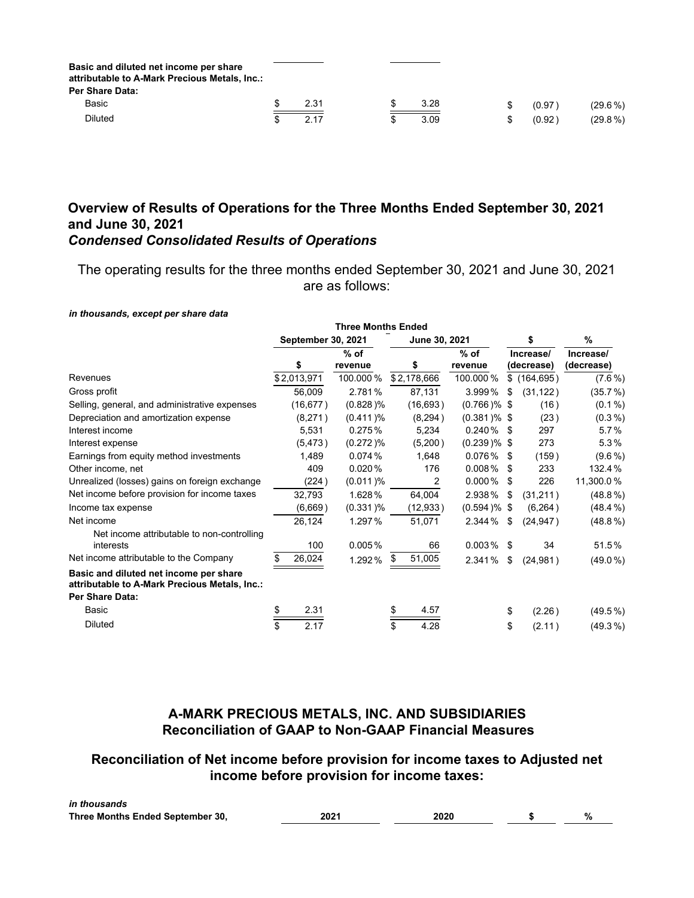| | | | | |
|---|---|---|---|---|
| **Basic and diluted net income per share attributable to A-Mark Precious Metals, Inc.:** | | | | |
| **Per Share Data:** | | | | |
| Basic | $ 2.31 | $ 3.28 | $ (0.97) | (29.6 %) |
| Diluted | $ 2.17 | $ 3.09 | $ (0.92) | (29.8 %) |

## Overview of Results of Operations for the Three Months Ended September 30, 2021 and June 30, 2021

### *Condensed Consolidated Results of Operations*

The operating results for the three months ended September 30, 2021 and June 30, 2021 are as follows:

***in thousands, except per share data***

| | Three Months Ended | | | | | |
|---|---|---|---|---|---|---|
| | September 30, 2021 | | June 30, 2021 | | $ | % |
| | $ | % of revenue | $ | % of revenue | Increase/ (decrease) | Increase/ (decrease) |
| Revenues | $ 2,013,971 | 100.000 % | $ 2,178,666 | 100.000 % | $ (164,695) | (7.6 %) |
| Gross profit | 56,009 | 2.781 % | 87,131 | 3.999 % | $ (31,122) | (35.7 %) |
| Selling, general, and administrative expenses | (16,677) | (0.828 )% | (16,693) | (0.766 )% | $ (16) | (0.1 %) |
| Depreciation and amortization expense | (8,271) | (0.411 )% | (8,294) | (0.381 )% | $ (23) | (0.3 %) |
| Interest income | 5,531 | 0.275 % | 5,234 | 0.240 % | $ 297 | 5.7 % |
| Interest expense | (5,473) | (0.272 )% | (5,200) | (0.239 )% | $ 273 | 5.3 % |
| Earnings from equity method investments | 1,489 | 0.074 % | 1,648 | 0.076 % | $ (159) | (9.6 %) |
| Other income, net | 409 | 0.020 % | 176 | 0.008 % | $ 233 | 132.4 % |
| Unrealized (losses) gains on foreign exchange | (224) | (0.011 )% | 2 | 0.000 % | $ 226 | 11,300.0 % |
| Net income before provision for income taxes | 32,793 | 1.628 % | 64,004 | 2.938 % | $ (31,211) | (48.8 %) |
| Income tax expense | (6,669) | (0.331 )% | (12,933) | (0.594 )% | $ (6,264) | (48.4 %) |
| Net income | 26,124 | 1.297 % | 51,071 | 2.344 % | $ (24,947) | (48.8 %) |
| Net income attributable to non-controlling interests | 100 | 0.005 % | 66 | 0.003 % | $ 34 | 51.5 % |
| Net income attributable to the Company | $ 26,024 | 1.292 % | $ 51,005 | 2.341 % | $ (24,981) | (49.0 %) |
| **Basic and diluted net income per share attributable to A-Mark Precious Metals, Inc.:** | | | | | | |
| **Per Share Data:** | | | | | | |
| Basic | $ 2.31 | | $ 4.57 | | $ (2.26) | (49.5 %) |
| Diluted | $ 2.17 | | $ 4.28 | | $ (2.11) | (49.3 %) |

## A-MARK PRECIOUS METALS, INC. AND SUBSIDIARIES
## Reconciliation of GAAP to Non-GAAP Financial Measures

## Reconciliation of Net income before provision for income taxes to Adjusted net income before provision for income taxes:

***in thousands***

| Three Months Ended September 30, | 2021 | 2020 | $ | % |
|---|---|---|---|---|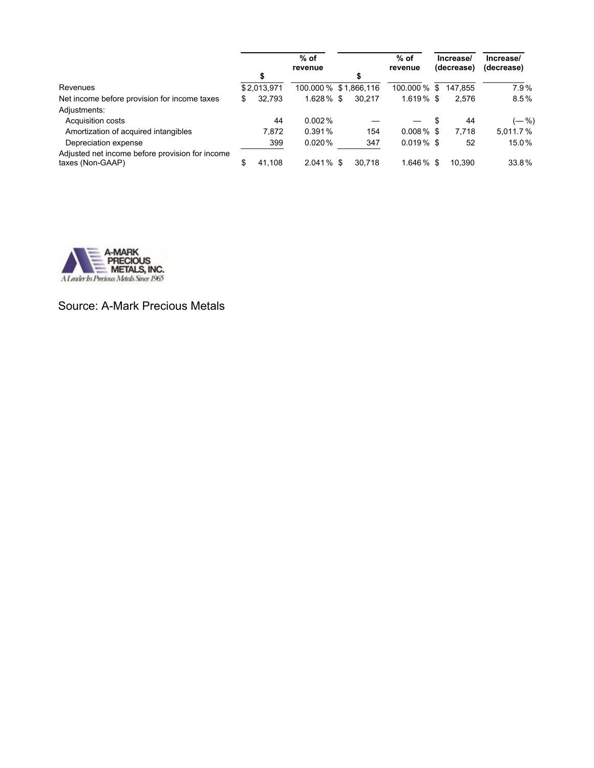| | $ | % of revenue | $ | % of revenue | Increase/ (decrease) | Increase/ (decrease) |
|---|---|---|---|---|---|---|
| Revenues | $ 2,013,971 | 100.000 % | $ 1,866,116 | 100.000 % | $ 147,855 | 7.9 % |
| Net income before provision for income taxes | $ 32,793 | 1.628 % | $ 30,217 | 1.619 % | $ 2,576 | 8.5 % |
| Adjustments: | | | | | | |
| Acquisition costs | 44 | 0.002 % | — | — | $ 44 | (— %) |
| Amortization of acquired intangibles | 7,872 | 0.391 % | 154 | 0.008 % | $ 7,718 | 5,011.7 % |
| Depreciation expense | 399 | 0.020 % | 347 | 0.019 % | $ 52 | 15.0 % |
| Adjusted net income before provision for income taxes (Non-GAAP) | $ 41,108 | 2.041 % | $ 30,718 | 1.646 % | $ 10,390 | 33.8 % |

A-MARK PRECIOUS METALS, INC.
A Leader In Precious Metals Since 1965

Source: A-Mark Precious Metals